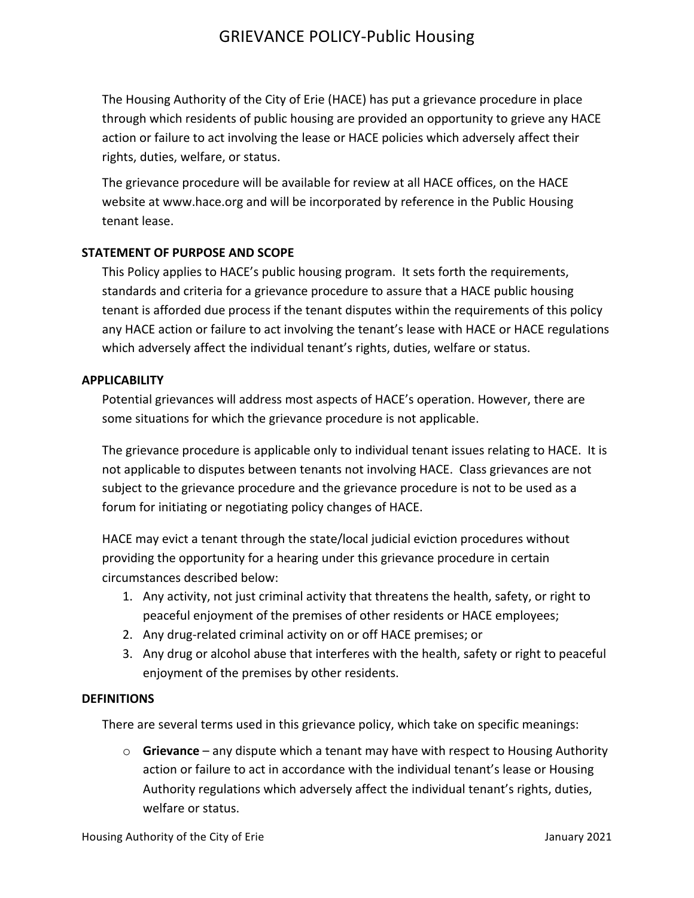# GRIEVANCE POLICY-Public Housing

The Housing Authority of the City of Erie (HACE) has put a grievance procedure in place through which residents of public housing are provided an opportunity to grieve any HACE action or failure to act involving the lease or HACE policies which adversely affect their rights, duties, welfare, or status.

The grievance procedure will be available for review at all HACE offices, on the HACE website at www.hace.org and will be incorporated by reference in the Public Housing tenant lease.

## STATEMENT OF PURPOSE AND SCOPE

This Policy applies to HACE's public housing program. It sets forth the requirements, standards and criteria for a grievance procedure to assure that a HACE public housing tenant is afforded due process if the tenant disputes within the requirements of this policy any HACE action or failure to act involving the tenant's lease with HACE or HACE regulations which adversely affect the individual tenant's rights, duties, welfare or status.

## APPLICABILITY

Potential grievances will address most aspects of HACE's operation. However, there are some situations for which the grievance procedure is not applicable.

The grievance procedure is applicable only to individual tenant issues relating to HACE. It is not applicable to disputes between tenants not involving HACE. Class grievances are not subject to the grievance procedure and the grievance procedure is not to be used as a forum for initiating or negotiating policy changes of HACE.

HACE may evict a tenant through the state/local judicial eviction procedures without providing the opportunity for a hearing under this grievance procedure in certain circumstances described below:

1. Any activity, not just criminal activity that threatens the health, safety, or right to peaceful enjoyment of the premises of other residents or HACE employees;
2. Any drug-related criminal activity on or off HACE premises; or
3. Any drug or alcohol abuse that interferes with the health, safety or right to peaceful enjoyment of the premises by other residents.

## DEFINITIONS

There are several terms used in this grievance policy, which take on specific meanings:

- **Grievance** – any dispute which a tenant may have with respect to Housing Authority action or failure to act in accordance with the individual tenant's lease or Housing Authority regulations which adversely affect the individual tenant's rights, duties, welfare or status.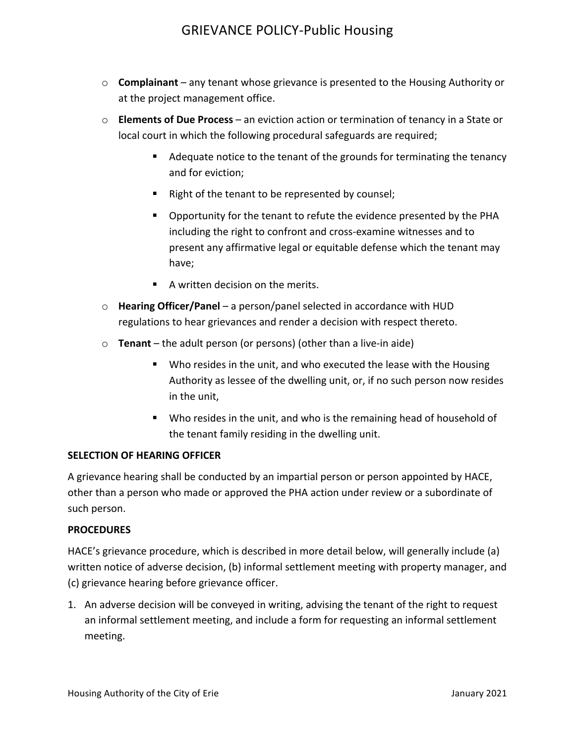- **Complainant** – any tenant whose grievance is presented to the Housing Authority or at the project management office.
- **Elements of Due Process** – an eviction action or termination of tenancy in a State or local court in which the following procedural safeguards are required;
  - Adequate notice to the tenant of the grounds for terminating the tenancy and for eviction;
  - Right of the tenant to be represented by counsel;
  - Opportunity for the tenant to refute the evidence presented by the PHA including the right to confront and cross-examine witnesses and to present any affirmative legal or equitable defense which the tenant may have;
  - A written decision on the merits.
- **Hearing Officer/Panel** – a person/panel selected in accordance with HUD regulations to hear grievances and render a decision with respect thereto.
- **Tenant** – the adult person (or persons) (other than a live-in aide)
  - Who resides in the unit, and who executed the lease with the Housing Authority as lessee of the dwelling unit, or, if no such person now resides in the unit,
  - Who resides in the unit, and who is the remaining head of household of the tenant family residing in the dwelling unit.

**SELECTION OF HEARING OFFICER**

A grievance hearing shall be conducted by an impartial person or person appointed by HACE, other than a person who made or approved the PHA action under review or a subordinate of such person.

**PROCEDURES**

HACE's grievance procedure, which is described in more detail below, will generally include (a) written notice of adverse decision, (b) informal settlement meeting with property manager, and (c) grievance hearing before grievance officer.

1. An adverse decision will be conveyed in writing, advising the tenant of the right to request an informal settlement meeting, and include a form for requesting an informal settlement meeting.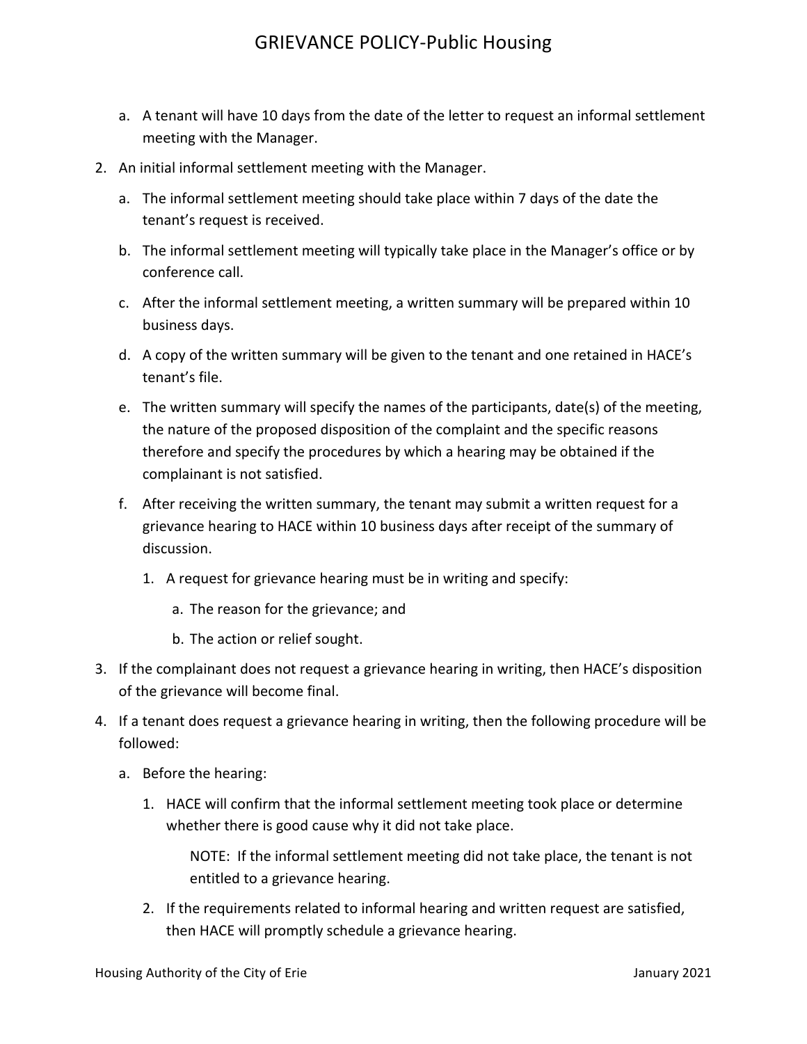a. A tenant will have 10 days from the date of the letter to request an informal settlement meeting with the Manager.

2. An initial informal settlement meeting with the Manager.

   a. The informal settlement meeting should take place within 7 days of the date the tenant's request is received.

   b. The informal settlement meeting will typically take place in the Manager's office or by conference call.

   c. After the informal settlement meeting, a written summary will be prepared within 10 business days.

   d. A copy of the written summary will be given to the tenant and one retained in HACE's tenant's file.

   e. The written summary will specify the names of the participants, date(s) of the meeting, the nature of the proposed disposition of the complaint and the specific reasons therefore and specify the procedures by which a hearing may be obtained if the complainant is not satisfied.

   f. After receiving the written summary, the tenant may submit a written request for a grievance hearing to HACE within 10 business days after receipt of the summary of discussion.

      1. A request for grievance hearing must be in writing and specify:

         a. The reason for the grievance; and

         b. The action or relief sought.

3. If the complainant does not request a grievance hearing in writing, then HACE's disposition of the grievance will become final.

4. If a tenant does request a grievance hearing in writing, then the following procedure will be followed:

   a. Before the hearing:

      1. HACE will confirm that the informal settlement meeting took place or determine whether there is good cause why it did not take place.

         NOTE: If the informal settlement meeting did not take place, the tenant is not entitled to a grievance hearing.

      2. If the requirements related to informal hearing and written request are satisfied, then HACE will promptly schedule a grievance hearing.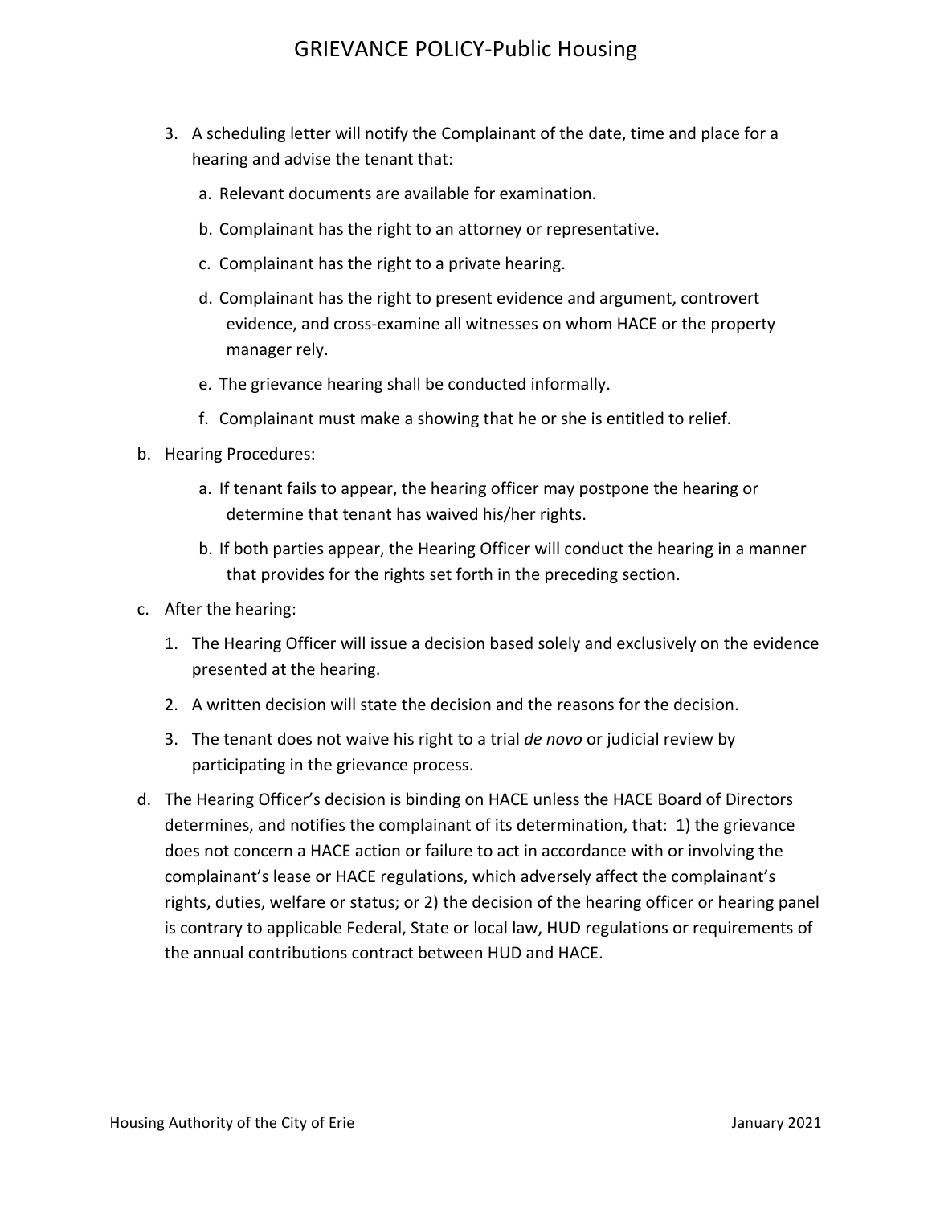3. A scheduling letter will notify the Complainant of the date, time and place for a hearing and advise the tenant that:

   a. Relevant documents are available for examination.

   b. Complainant has the right to an attorney or representative.

   c. Complainant has the right to a private hearing.

   d. Complainant has the right to present evidence and argument, controvert evidence, and cross-examine all witnesses on whom HACE or the property manager rely.

   e. The grievance hearing shall be conducted informally.

   f. Complainant must make a showing that he or she is entitled to relief.

b. Hearing Procedures:

   a. If tenant fails to appear, the hearing officer may postpone the hearing or determine that tenant has waived his/her rights.

   b. If both parties appear, the Hearing Officer will conduct the hearing in a manner that provides for the rights set forth in the preceding section.

c. After the hearing:

   1. The Hearing Officer will issue a decision based solely and exclusively on the evidence presented at the hearing.

   2. A written decision will state the decision and the reasons for the decision.

   3. The tenant does not waive his right to a trial *de novo* or judicial review by participating in the grievance process.

d. The Hearing Officer's decision is binding on HACE unless the HACE Board of Directors determines, and notifies the complainant of its determination, that: 1) the grievance does not concern a HACE action or failure to act in accordance with or involving the complainant's lease or HACE regulations, which adversely affect the complainant's rights, duties, welfare or status; or 2) the decision of the hearing officer or hearing panel is contrary to applicable Federal, State or local law, HUD regulations or requirements of the annual contributions contract between HUD and HACE.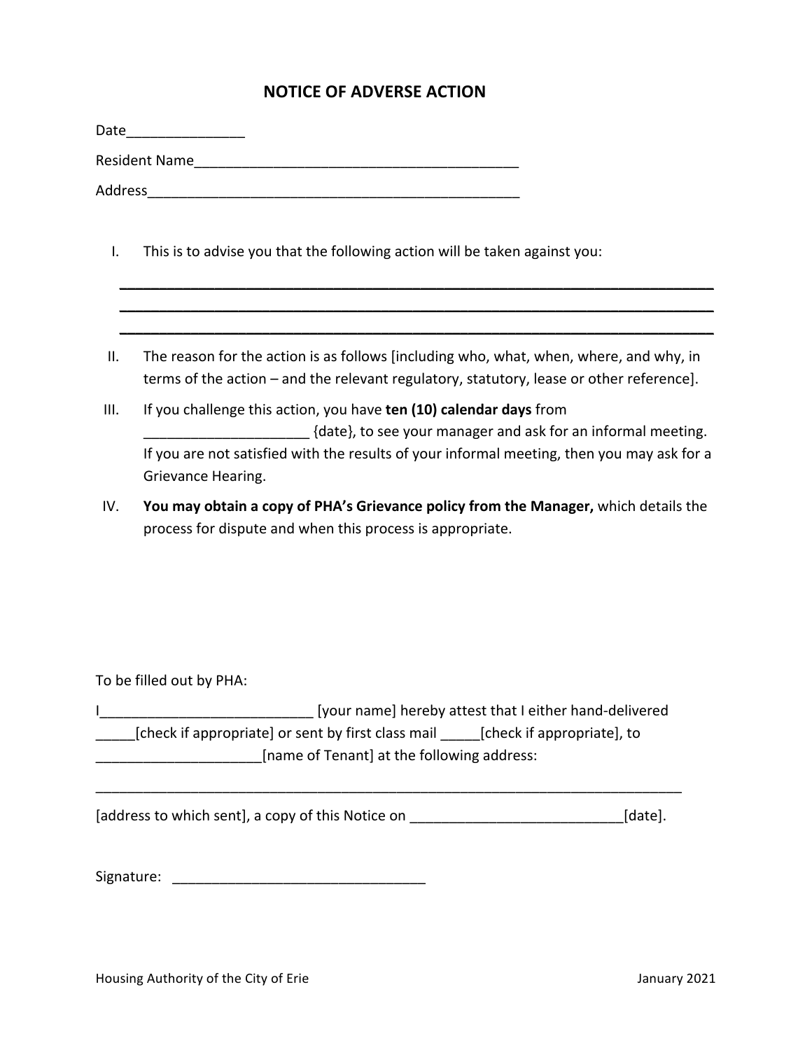# NOTICE OF ADVERSE ACTION

Date_______________

Resident Name__________________________________________

Address________________________________________________

I. This is to advise you that the following action will be taken against you:

______________________________________________________________________________
______________________________________________________________________________
______________________________________________________________________________

II. The reason for the action is as follows [including who, what, when, where, and why, in terms of the action – and the relevant regulatory, statutory, lease or other reference].

III. If you challenge this action, you have **ten (10) calendar days** from _____________________ {date}, to see your manager and ask for an informal meeting. If you are not satisfied with the results of your informal meeting, then you may ask for a Grievance Hearing.

IV. **You may obtain a copy of PHA's Grievance policy from the Manager,** which details the process for dispute and when this process is appropriate.

To be filled out by PHA:

I___________________________ [your name] hereby attest that I either hand-delivered _____[check if appropriate] or sent by first class mail _____[check if appropriate], to _____________________[name of Tenant] at the following address:

____________________________________________________________________________

[address to which sent], a copy of this Notice on ___________________________[date].

Signature: ________________________________

Housing Authority of the City of Erie January 2021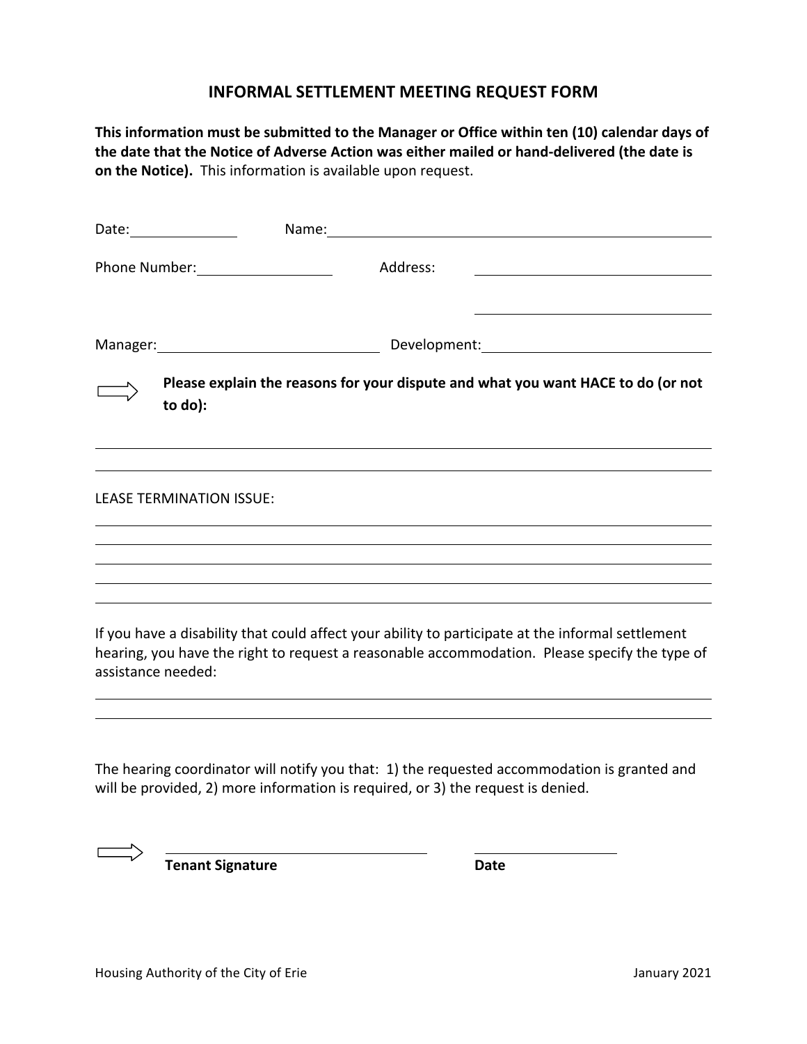# INFORMAL SETTLEMENT MEETING REQUEST FORM

**This information must be submitted to the Manager or Office within ten (10) calendar days of the date that the Notice of Adverse Action was either mailed or hand-delivered (the date is on the Notice).** This information is available upon request.

Date:______________ Name:______________________________________________

Phone Number:__________________ Address: ______________________________

______________________________

Manager:_____________________________ Development:_____________________________

⇨ **Please explain the reasons for your dispute and what you want HACE to do (or not to do):**

_____________________________________________________________________________

_____________________________________________________________________________

LEASE TERMINATION ISSUE:

_____________________________________________________________________________

_____________________________________________________________________________

_____________________________________________________________________________

_____________________________________________________________________________

_____________________________________________________________________________

If you have a disability that could affect your ability to participate at the informal settlement hearing, you have the right to request a reasonable accommodation. Please specify the type of assistance needed:

_____________________________________________________________________________

_____________________________________________________________________________

The hearing coordinator will notify you that: 1) the requested accommodation is granted and will be provided, 2) more information is required, or 3) the request is denied.

⇨ ______________________________ ____________________

**Tenant Signature** **Date**

Housing Authority of the City of Erie January 2021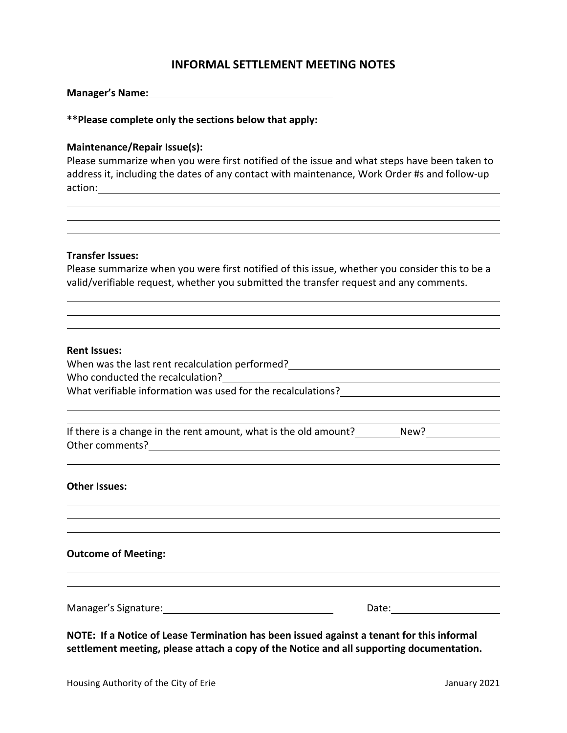# INFORMAL SETTLEMENT MEETING NOTES

**Manager's Name:** ______________________________

**\*\*Please complete only the sections below that apply:**

**Maintenance/Repair Issue(s):**

Please summarize when you were first notified of the issue and what steps have been taken to address it, including the dates of any contact with maintenance, Work Order #s and follow-up action: ______________________________

______________________________

______________________________

______________________________

**Transfer Issues:**

Please summarize when you were first notified of this issue, whether you consider this to be a valid/verifiable request, whether you submitted the transfer request and any comments.

______________________________

______________________________

______________________________

**Rent Issues:**

When was the last rent recalculation performed? ______________________________

Who conducted the recalculation? ______________________________

What verifiable information was used for the recalculations? ______________________________

______________________________

______________________________

If there is a change in the rent amount, what is the old amount? ________ New? ____________

Other comments? ______________________________

______________________________

**Other Issues:**

______________________________

______________________________

______________________________

**Outcome of Meeting:**

______________________________

______________________________

Manager's Signature: ______________________________ Date: ____________________

**NOTE: If a Notice of Lease Termination has been issued against a tenant for this informal settlement meeting, please attach a copy of the Notice and all supporting documentation.**

Housing Authority of the City of Erie January 2021